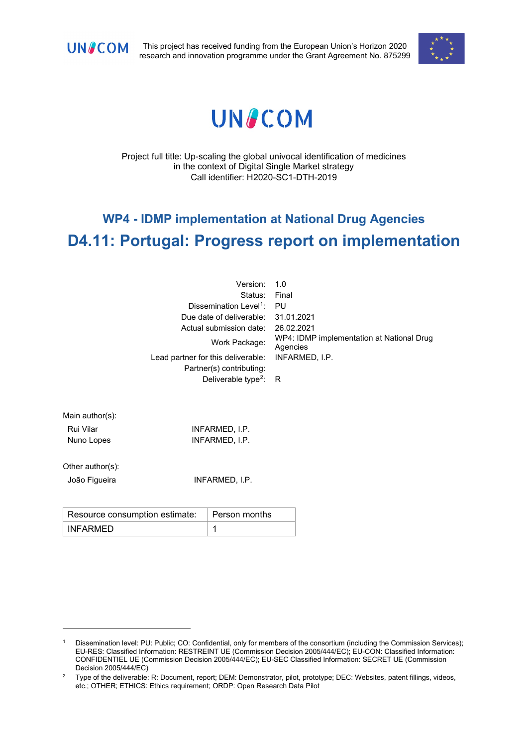This project has received funding from the European Union's Horizon 2020 research and innovation programme under the Grant Agreement No. 875299

# UNICOM

Project full title: Up-scaling the global univocal identification of medicines in the context of Digital Single Market strategy
Call identifier: H2020-SC1-DTH-2019

## WP4 - IDMP implementation at National Drug Agencies

# D4.11: Portugal: Progress report on implementation

| | |
|---|---|
| Version: | 1.0 |
| Status: | Final |
| Dissemination Level[1]: | PU |
| Due date of deliverable: | 31.01.2021 |
| Actual submission date: | 26.02.2021 |
| Work Package: | WP4: IDMP implementation at National Drug Agencies |
| Lead partner for this deliverable: | INFARMED, I.P. |
| Partner(s) contributing: | |
| Deliverable type[2]: | R |

Main author(s):

| | |
|---|---|
| Rui Vilar | INFARMED, I.P. |
| Nuno Lopes | INFARMED, I.P. |

Other author(s):

| | |
|---|---|
| João Figueira | INFARMED, I.P. |

| Resource consumption estimate: | Person months |
|---|---|
| INFARMED | 1 |

[1] Dissemination level: PU: Public; CO: Confidential, only for members of the consortium (including the Commission Services); EU-RES: Classified Information: RESTREINT UE (Commission Decision 2005/444/EC); EU-CON: Classified Information: CONFIDENTIEL UE (Commission Decision 2005/444/EC); EU-SEC Classified Information: SECRET UE (Commission Decision 2005/444/EC)

[2] Type of the deliverable: R: Document, report; DEM: Demonstrator, pilot, prototype; DEC: Websites, patent fillings, videos, etc.; OTHER; ETHICS: Ethics requirement; ORDP: Open Research Data Pilot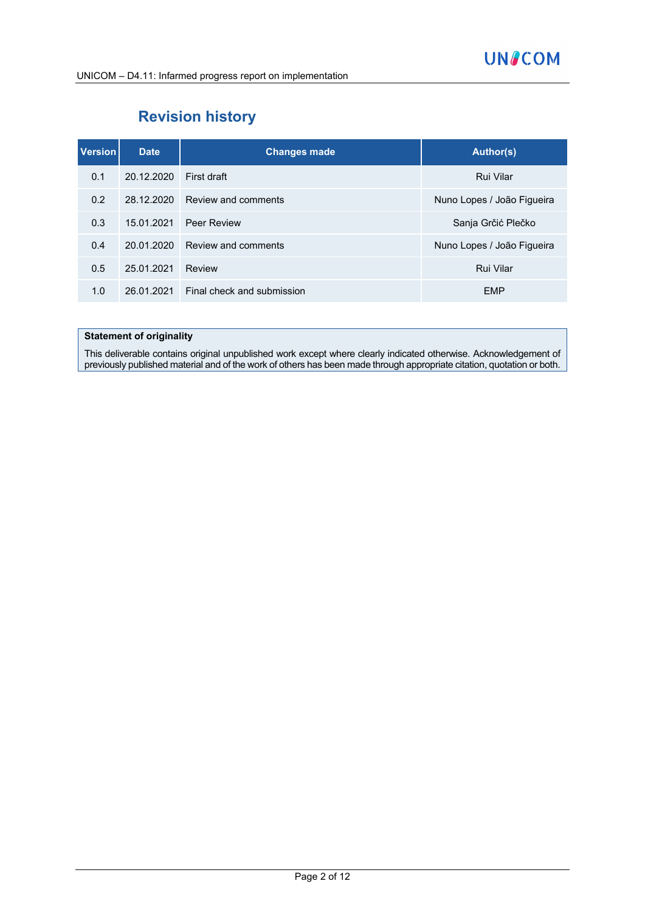## Revision history

| Version | Date | Changes made | Author(s) |
|---|---|---|---|
| 0.1 | 20.12.2020 | First draft | Rui Vilar |
| 0.2 | 28.12.2020 | Review and comments | Nuno Lopes / João Figueira |
| 0.3 | 15.01.2021 | Peer Review | Sanja Grčić Plečko |
| 0.4 | 20.01.2020 | Review and comments | Nuno Lopes / João Figueira |
| 0.5 | 25.01.2021 | Review | Rui Vilar |
| 1.0 | 26.01.2021 | Final check and submission | EMP |

**Statement of originality**

This deliverable contains original unpublished work except where clearly indicated otherwise. Acknowledgement of previously published material and of the work of others has been made through appropriate citation, quotation or both.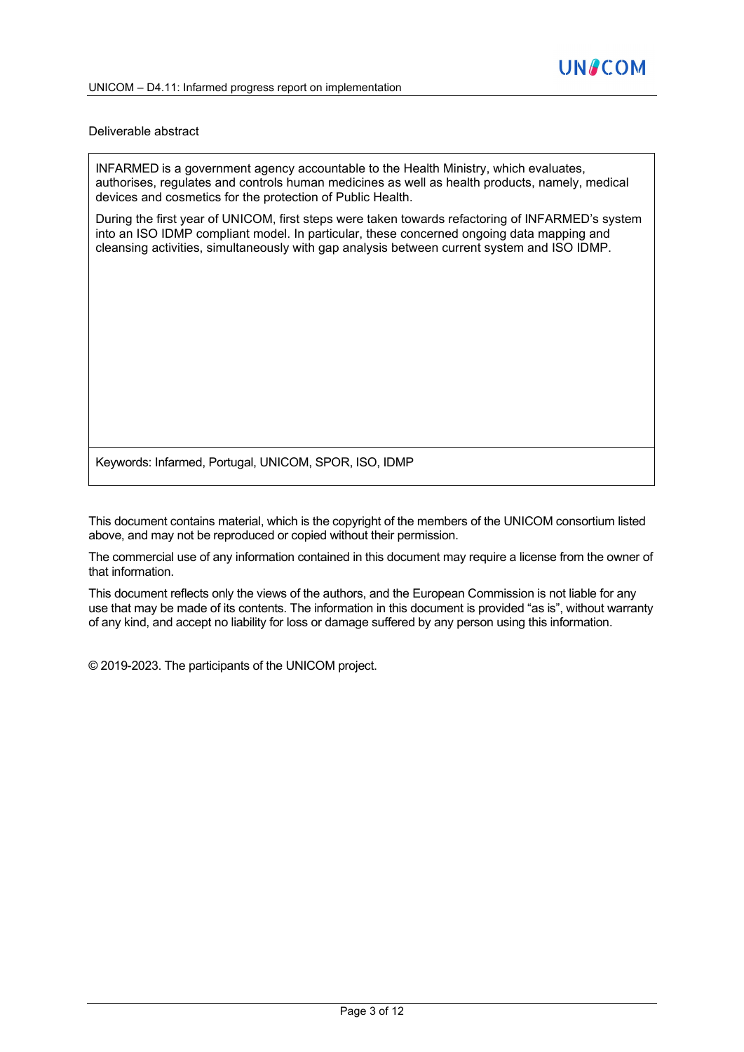Deliverable abstract

INFARMED is a government agency accountable to the Health Ministry, which evaluates, authorises, regulates and controls human medicines as well as health products, namely, medical devices and cosmetics for the protection of Public Health.

During the first year of UNICOM, first steps were taken towards refactoring of INFARMED's system into an ISO IDMP compliant model. In particular, these concerned ongoing data mapping and cleansing activities, simultaneously with gap analysis between current system and ISO IDMP.

Keywords: Infarmed, Portugal, UNICOM, SPOR, ISO, IDMP

This document contains material, which is the copyright of the members of the UNICOM consortium listed above, and may not be reproduced or copied without their permission.

The commercial use of any information contained in this document may require a license from the owner of that information.

This document reflects only the views of the authors, and the European Commission is not liable for any use that may be made of its contents. The information in this document is provided "as is", without warranty of any kind, and accept no liability for loss or damage suffered by any person using this information.

© 2019-2023. The participants of the UNICOM project.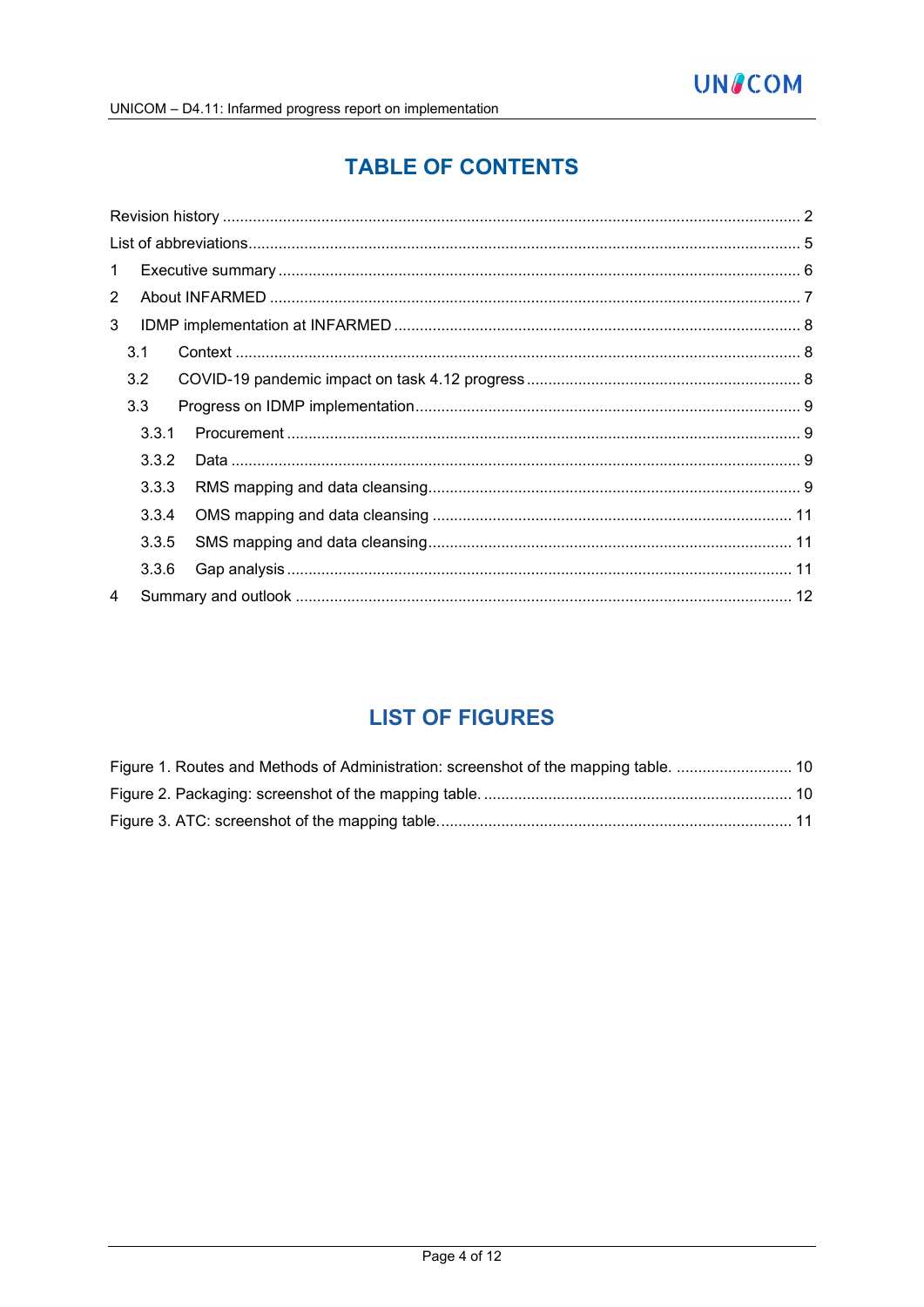# TABLE OF CONTENTS

Revision history ..................................................................................................................... 2

List of abbreviations ............................................................................................................... 5

1 Executive summary ........................................................................................................ 6

2 About INFARMED .......................................................................................................... 7

3 IDMP implementation at INFARMED .............................................................................. 8

3.1 Context ................................................................................................................. 8

3.2 COVID-19 pandemic impact on task 4.12 progress ............................................... 8

3.3 Progress on IDMP implementation ......................................................................... 9

3.3.1 Procurement ..................................................................................................... 9

3.3.2 Data .................................................................................................................. 9

3.3.3 RMS mapping and data cleansing ..................................................................... 9

3.3.4 OMS mapping and data cleansing ................................................................... 11

3.3.5 SMS mapping and data cleansing .................................................................... 11

3.3.6 Gap analysis .................................................................................................... 11

4 Summary and outlook .................................................................................................. 12

# LIST OF FIGURES

Figure 1. Routes and Methods of Administration: screenshot of the mapping table. ........................... 10

Figure 2. Packaging: screenshot of the mapping table. ....................................................................... 10

Figure 3. ATC: screenshot of the mapping table. ................................................................................. 11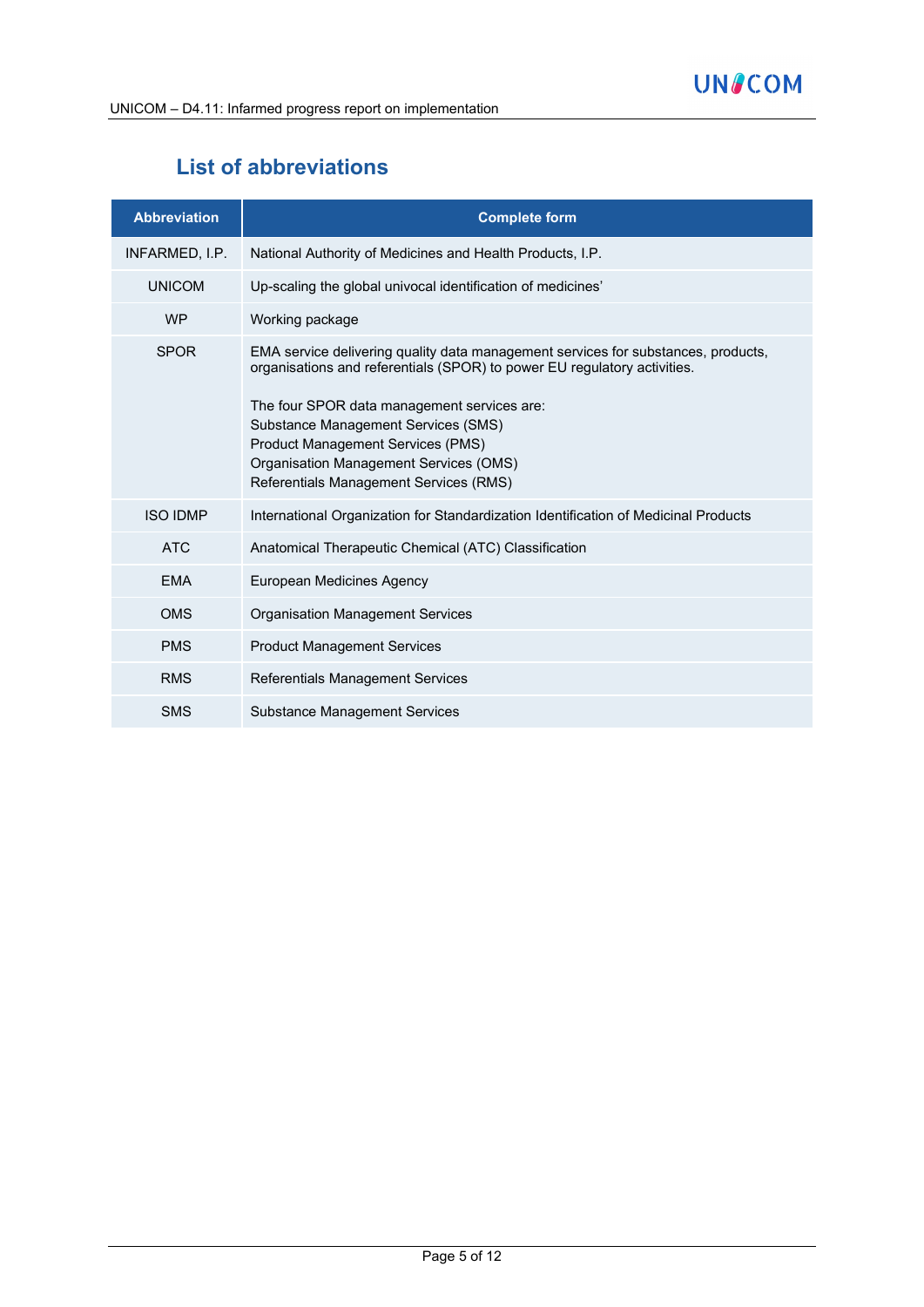## List of abbreviations

| Abbreviation | Complete form |
|---|---|
| INFARMED, I.P. | National Authority of Medicines and Health Products, I.P. |
| UNICOM | Up-scaling the global univocal identification of medicines’ |
| WP | Working package |
| SPOR | EMA service delivering quality data management services for substances, products, organisations and referentials (SPOR) to power EU regulatory activities.<br><br>The four SPOR data management services are:<br>Substance Management Services (SMS)<br>Product Management Services (PMS)<br>Organisation Management Services (OMS)<br>Referentials Management Services (RMS) |
| ISO IDMP | International Organization for Standardization Identification of Medicinal Products |
| ATC | Anatomical Therapeutic Chemical (ATC) Classification |
| EMA | European Medicines Agency |
| OMS | Organisation Management Services |
| PMS | Product Management Services |
| RMS | Referentials Management Services |
| SMS | Substance Management Services |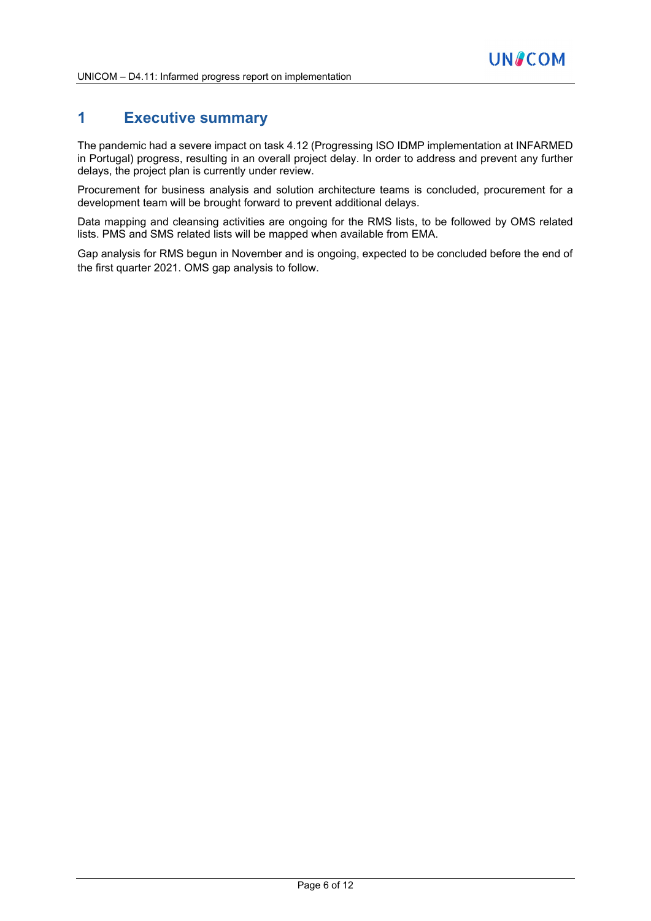# 1 Executive summary

The pandemic had a severe impact on task 4.12 (Progressing ISO IDMP implementation at INFARMED in Portugal) progress, resulting in an overall project delay. In order to address and prevent any further delays, the project plan is currently under review.

Procurement for business analysis and solution architecture teams is concluded, procurement for a development team will be brought forward to prevent additional delays.

Data mapping and cleansing activities are ongoing for the RMS lists, to be followed by OMS related lists. PMS and SMS related lists will be mapped when available from EMA.

Gap analysis for RMS begun in November and is ongoing, expected to be concluded before the end of the first quarter 2021. OMS gap analysis to follow.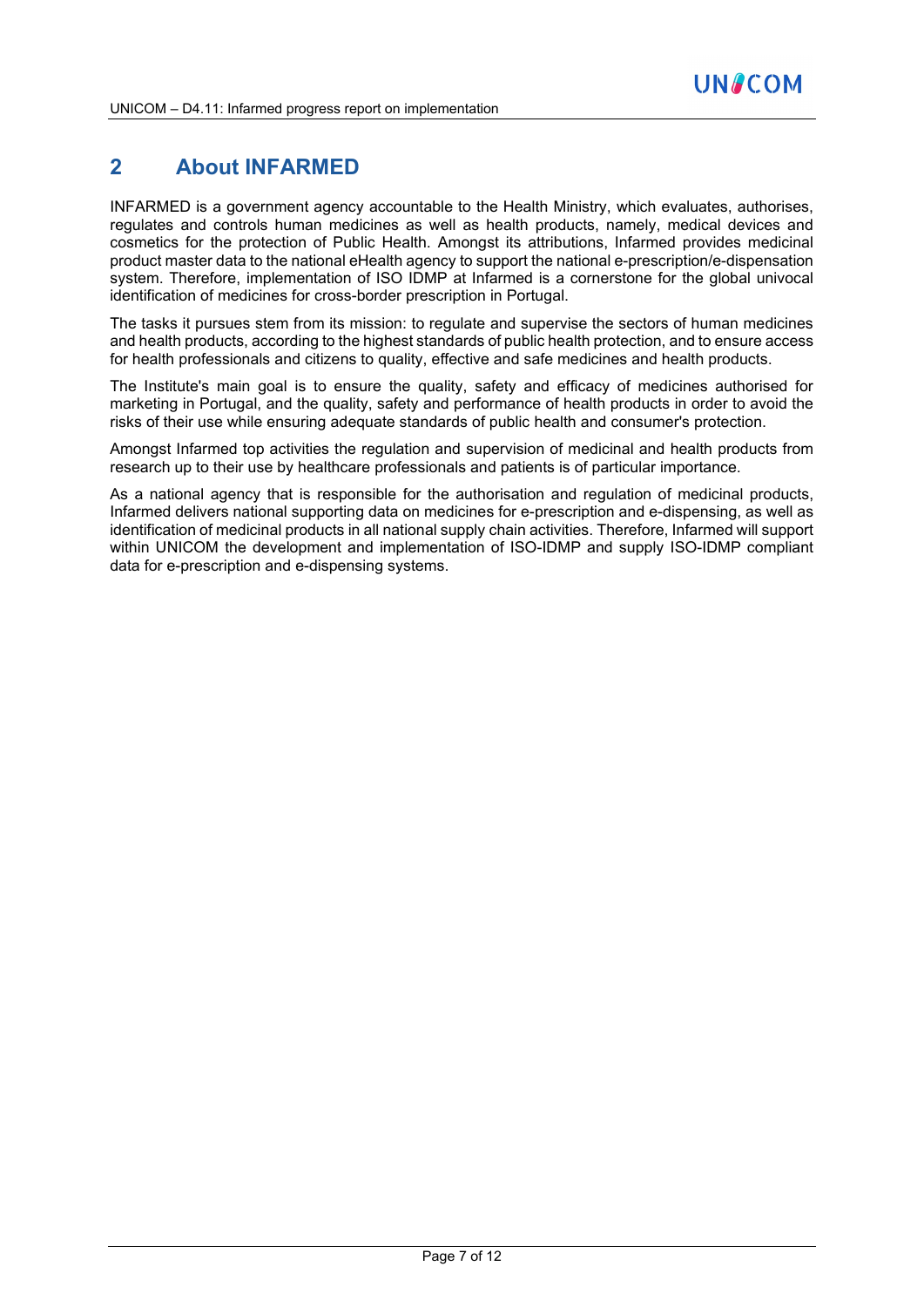# 2 About INFARMED

INFARMED is a government agency accountable to the Health Ministry, which evaluates, authorises, regulates and controls human medicines as well as health products, namely, medical devices and cosmetics for the protection of Public Health. Amongst its attributions, Infarmed provides medicinal product master data to the national eHealth agency to support the national e-prescription/e-dispensation system. Therefore, implementation of ISO IDMP at Infarmed is a cornerstone for the global univocal identification of medicines for cross-border prescription in Portugal.

The tasks it pursues stem from its mission: to regulate and supervise the sectors of human medicines and health products, according to the highest standards of public health protection, and to ensure access for health professionals and citizens to quality, effective and safe medicines and health products.

The Institute's main goal is to ensure the quality, safety and efficacy of medicines authorised for marketing in Portugal, and the quality, safety and performance of health products in order to avoid the risks of their use while ensuring adequate standards of public health and consumer's protection.

Amongst Infarmed top activities the regulation and supervision of medicinal and health products from research up to their use by healthcare professionals and patients is of particular importance.

As a national agency that is responsible for the authorisation and regulation of medicinal products, Infarmed delivers national supporting data on medicines for e-prescription and e-dispensing, as well as identification of medicinal products in all national supply chain activities. Therefore, Infarmed will support within UNICOM the development and implementation of ISO-IDMP and supply ISO-IDMP compliant data for e-prescription and e-dispensing systems.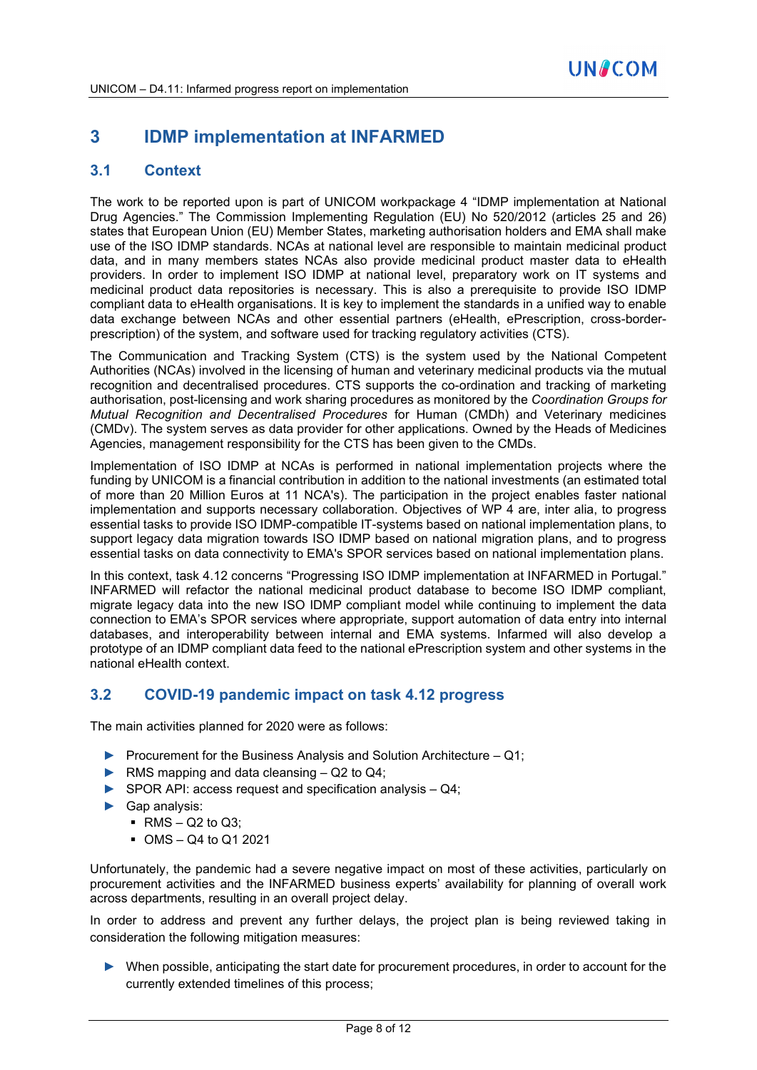# 3 IDMP implementation at INFARMED

## 3.1 Context

The work to be reported upon is part of UNICOM workpackage 4 "IDMP implementation at National Drug Agencies." The Commission Implementing Regulation (EU) No 520/2012 (articles 25 and 26) states that European Union (EU) Member States, marketing authorisation holders and EMA shall make use of the ISO IDMP standards. NCAs at national level are responsible to maintain medicinal product data, and in many members states NCAs also provide medicinal product master data to eHealth providers. In order to implement ISO IDMP at national level, preparatory work on IT systems and medicinal product data repositories is necessary. This is also a prerequisite to provide ISO IDMP compliant data to eHealth organisations. It is key to implement the standards in a unified way to enable data exchange between NCAs and other essential partners (eHealth, ePrescription, cross-border-prescription) of the system, and software used for tracking regulatory activities (CTS).

The Communication and Tracking System (CTS) is the system used by the National Competent Authorities (NCAs) involved in the licensing of human and veterinary medicinal products via the mutual recognition and decentralised procedures. CTS supports the co-ordination and tracking of marketing authorisation, post-licensing and work sharing procedures as monitored by the *Coordination Groups for Mutual Recognition and Decentralised Procedures* for Human (CMDh) and Veterinary medicines (CMDv). The system serves as data provider for other applications. Owned by the Heads of Medicines Agencies, management responsibility for the CTS has been given to the CMDs.

Implementation of ISO IDMP at NCAs is performed in national implementation projects where the funding by UNICOM is a financial contribution in addition to the national investments (an estimated total of more than 20 Million Euros at 11 NCA's). The participation in the project enables faster national implementation and supports necessary collaboration. Objectives of WP 4 are, inter alia, to progress essential tasks to provide ISO IDMP-compatible IT-systems based on national implementation plans, to support legacy data migration towards ISO IDMP based on national migration plans, and to progress essential tasks on data connectivity to EMA's SPOR services based on national implementation plans.

In this context, task 4.12 concerns "Progressing ISO IDMP implementation at INFARMED in Portugal." INFARMED will refactor the national medicinal product database to become ISO IDMP compliant, migrate legacy data into the new ISO IDMP compliant model while continuing to implement the data connection to EMA's SPOR services where appropriate, support automation of data entry into internal databases, and interoperability between internal and EMA systems. Infarmed will also develop a prototype of an IDMP compliant data feed to the national ePrescription system and other systems in the national eHealth context.

## 3.2 COVID-19 pandemic impact on task 4.12 progress

The main activities planned for 2020 were as follows:

- Procurement for the Business Analysis and Solution Architecture – Q1;
- RMS mapping and data cleansing – Q2 to Q4;
- SPOR API: access request and specification analysis – Q4;
- Gap analysis:
  - RMS – Q2 to Q3;
  - OMS – Q4 to Q1 2021

Unfortunately, the pandemic had a severe negative impact on most of these activities, particularly on procurement activities and the INFARMED business experts' availability for planning of overall work across departments, resulting in an overall project delay.

In order to address and prevent any further delays, the project plan is being reviewed taking in consideration the following mitigation measures:

- When possible, anticipating the start date for procurement procedures, in order to account for the currently extended timelines of this process;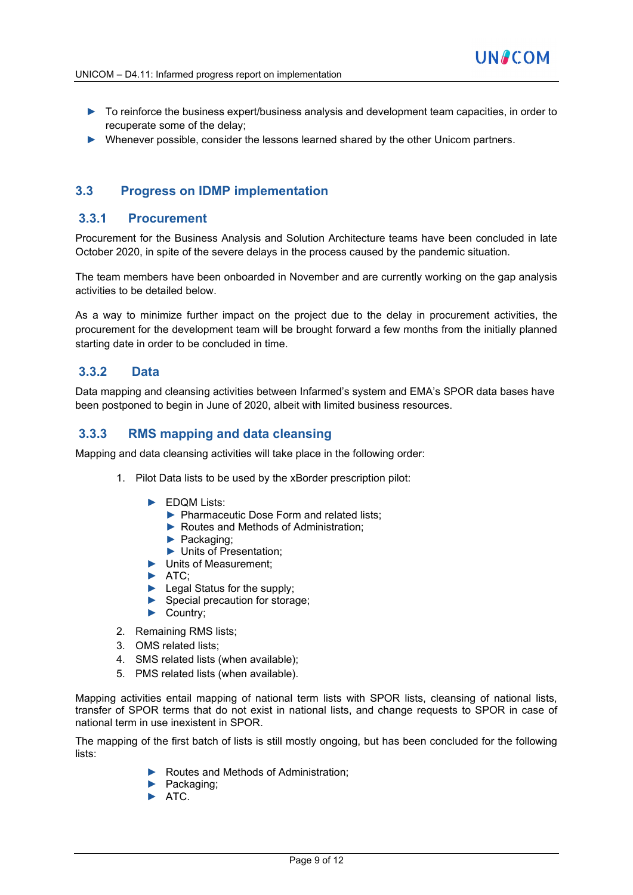- To reinforce the business expert/business analysis and development team capacities, in order to recuperate some of the delay;
- Whenever possible, consider the lessons learned shared by the other Unicom partners.

## 3.3 Progress on IDMP implementation

### 3.3.1 Procurement

Procurement for the Business Analysis and Solution Architecture teams have been concluded in late October 2020, in spite of the severe delays in the process caused by the pandemic situation.

The team members have been onboarded in November and are currently working on the gap analysis activities to be detailed below.

As a way to minimize further impact on the project due to the delay in procurement activities, the procurement for the development team will be brought forward a few months from the initially planned starting date in order to be concluded in time.

### 3.3.2 Data

Data mapping and cleansing activities between Infarmed's system and EMA's SPOR data bases have been postponed to begin in June of 2020, albeit with limited business resources.

### 3.3.3 RMS mapping and data cleansing

Mapping and data cleansing activities will take place in the following order:

1. Pilot Data lists to be used by the xBorder prescription pilot:
   - EDQM Lists:
     - Pharmaceutic Dose Form and related lists;
     - Routes and Methods of Administration;
     - Packaging;
     - Units of Presentation;
   - Units of Measurement;
   - ATC;
   - Legal Status for the supply;
   - Special precaution for storage;
   - Country;
2. Remaining RMS lists;
3. OMS related lists;
4. SMS related lists (when available);
5. PMS related lists (when available).

Mapping activities entail mapping of national term lists with SPOR lists, cleansing of national lists, transfer of SPOR terms that do not exist in national lists, and change requests to SPOR in case of national term in use inexistent in SPOR.

The mapping of the first batch of lists is still mostly ongoing, but has been concluded for the following lists:

- Routes and Methods of Administration;
- Packaging;
- ATC.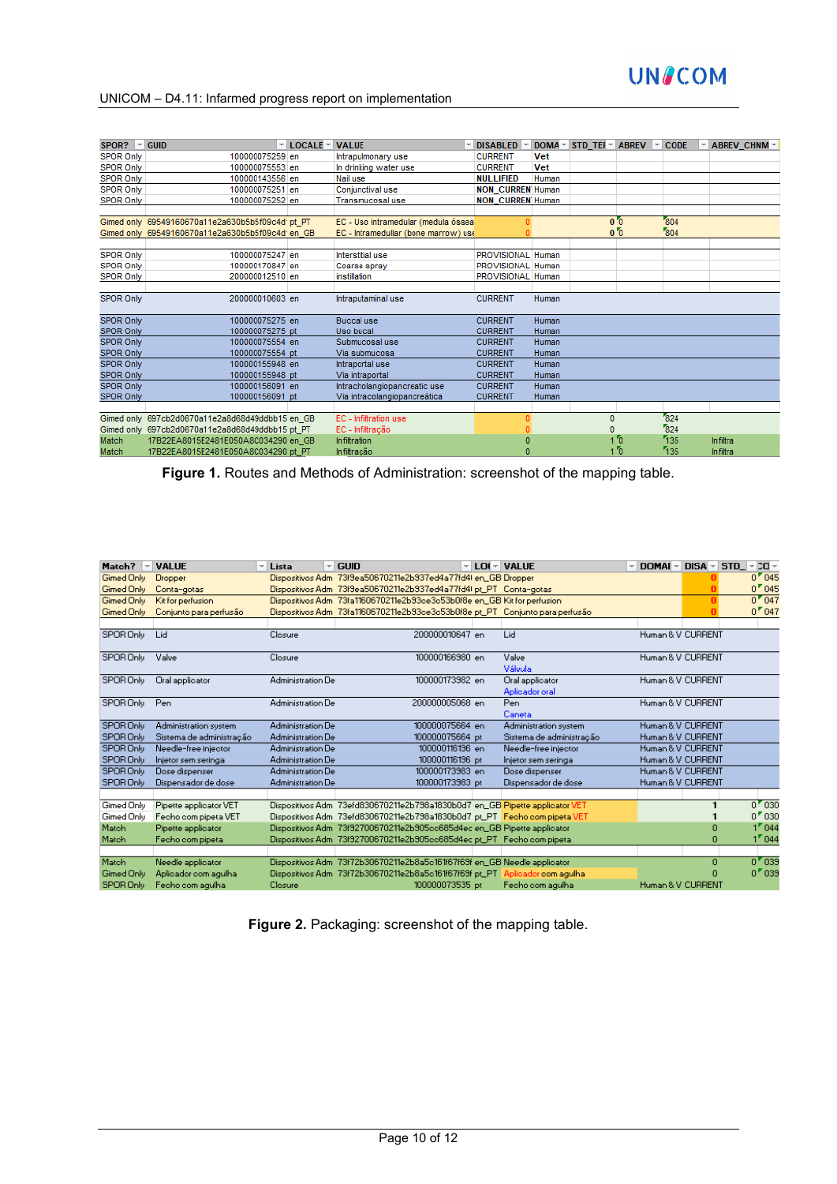| SPOR? | GUID | LOCALE | VALUE | DISABLED | DOMA | STD_TEI | ABREV | CODE | ABREV_CHNM |
|---|---|---|---|---|---|---|---|---|---|
| SPOR Only | 100000075259 | en | Intrapulmonary use | CURRENT | Vet | | | | |
| SPOR Only | 100000075553 | en | In drinking water use | CURRENT | Vet | | | | |
| SPOR Only | 100000143556 | en | Nail use | NULLIFIED | Human | | | | |
| SPOR Only | 100000075251 | en | Conjunctival use | NON_CURREN | Human | | | | |
| SPOR Only | 100000075252 | en | Transmucosal use | NON_CURREN | Human | | | | |
| | | | | | | | | | |
| Gimed only | 69549160670a11e2a630b5b5f09c4d | pt_PT | EC - Uso intramedular (medula óssea | 0 | | 0 | 0 | 804 | |
| Gimed only | 69549160670a11e2a630b5b5f09c4d | en_GB | EC - Intramedullar (bone marrow) use | 0 | | 0 | 0 | 804 | |
| | | | | | | | | | |
| SPOR Only | 100000075247 | en | Interstitial use | PROVISIONAL | Human | | | | |
| SPOR Only | 100000170847 | en | Coarse spray | PROVISIONAL | Human | | | | |
| SPOR Only | 200000012510 | en | instillation | PROVISIONAL | Human | | | | |
| | | | | | | | | | |
| SPOR Only | 200000010603 | en | Intraputaminal use | CURRENT | Human | | | | |
| | | | | | | | | | |
| SPOR Only | 100000075275 | en | Buccal use | CURRENT | Human | | | | |
| SPOR Only | 100000075275 | pt | Uso bucal | CURRENT | Human | | | | |
| SPOR Only | 100000075554 | en | Submucosal use | CURRENT | Human | | | | |
| SPOR Only | 100000075554 | pt | Via submucosa | CURRENT | Human | | | | |
| SPOR Only | 100000155948 | en | Intraportal use | CURRENT | Human | | | | |
| SPOR Only | 100000155948 | pt | Via intraportal | CURRENT | Human | | | | |
| SPOR Only | 100000156091 | en | Intracholangiopancreatic use | CURRENT | Human | | | | |
| SPOR Only | 100000156091 | pt | Via intracolangiopancreática | CURRENT | Human | | | | |
| | | | | | | | | | |
| Gimed only | 697cb2d0670a11e2a8d68d49ddbb15 | en_GB | EC - Infiltration use | 0 | | 0 | | 824 | |
| Gimed only | 697cb2d0670a11e2a8d68d49ddbb15 | pt_PT | EC - Infiltração | 0 | | 0 | | 824 | |
| Match | 17B22EA8015E2481E050A8C034290 | en_GB | Infiltration | 0 | | 1 | 0 | 135 | Infiltra |
| Match | 17B22EA8015E2481E050A8C034290 | pt_PT | Infiltração | 0 | | 1 | 0 | 135 | Infiltra |

**Figure 1.** Routes and Methods of Administration: screenshot of the mapping table.

| Match? | VALUE | Lista | GUID | LO( | VALUE | DOMAI | DISA | STD_ | CO |
|---|---|---|---|---|---|---|---|---|---|
| Gimed Only | Dropper | Dispositivos Adm | 73f9ea50670211e2b937ed4a77fd4 | en_GB | Dropper | | 0 | 0 | 045 |
| Gimed Only | Conta-gotas | Dispositivos Adm | 73f9ea50670211e2b937ed4a77fd4 | pt_PT | Conta-gotas | | 0 | 0 | 045 |
| Gimed Only | Kit for perfusion | Dispositivos Adm | 73fa1160670211e2b93ce3c53b0f8e | en_GB | Kit for perfusion | | 0 | 0 | 047 |
| Gimed Only | Conjunto para perfusão | Dispositivos Adm | 73fa1160670211e2b93ce3c53b0f8e | pt_PT | Conjunto para perfusão | | 0 | 0 | 047 |
| | | | | | | | | | |
| SPOR Only | Lid | Closure | 200000010647 | en | Lid | Human & V | CURRENT | | |
| SPOR Only | Valve | Closure | 100000166980 | en | Valve<br>Válvula | Human & V | CURRENT | | |
| SPOR Only | Oral applicator | Administration De | 100000173982 | en | Oral applicator<br>Aplicador oral | Human & V | CURRENT | | |
| SPOR Only | Pen | Administration De | 200000005068 | en | Pen<br>Caneta | Human & V | CURRENT | | |
| SPOR Only | Administration system | Administration De | 100000075664 | en | Administration system | Human & V | CURRENT | | |
| SPOR Only | Sistema de administração | Administration De | 100000075664 | pt | Sistema de administração | Human & V | CURRENT | | |
| SPOR Only | Needle-free injector | Administration De | 100000116196 | en | Needle-free injector | Human & V | CURRENT | | |
| SPOR Only | Injetor sem seringa | Administration De | 100000116196 | pt | Injetor sem seringa | Human & V | CURRENT | | |
| SPOR Only | Dose dispenser | Administration De | 100000173983 | en | Dose dispenser | Human & V | CURRENT | | |
| SPOR Only | Dispensador de dose | Administration De | 100000173983 | pt | Dispensador de dose | Human & V | CURRENT | | |
| | | | | | | | | | |
| Gimed Only | Pipette applicator VET | Dispositivos Adm | 73efd830670211e2b798a1830b0d7 | en_GB | Pipette applicator VET | | 1 | 0 | 030 |
| Gimed Only | Fecho com pipeta VET | Dispositivos Adm | 73efd830670211e2b798a1830b0d7 | pt_PT | Fecho com pipeta VET | | 1 | 0 | 030 |
| Match | Pipette applicator | Dispositivos Adm | 73f9270067021 1e2b905cc685d4ec | en_GB | Pipette applicator | | 0 | 1 | 044 |
| Match | Fecho com pipeta | Dispositivos Adm | 73f9270067021 1e2b905cc685d4ec | pt_PT | Fecho com pipeta | | 0 | 1 | 044 |
| | | | | | | | | | |
| Match | Needle applicator | Dispositivos Adm | 73f72b30670211e2b8a5c161f67f69f | en_GB | Needle applicator | | 0 | 0 | 039 |
| Gimed Only | Aplicador com agulha | Dispositivos Adm | 73f72b30670211e2b8a5c161f67f69f | pt_PT | Aplicador com agulha | | 0 | 0 | 039 |
| SPOR Only | Fecho com agulha | Closure | 100000073535 | pt | Fecho com agulha | Human & V | CURRENT | | |

**Figure 2.** Packaging: screenshot of the mapping table.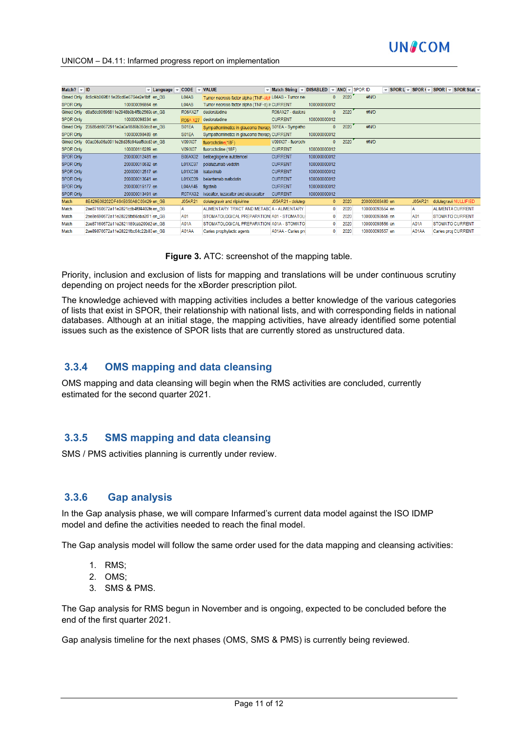| Match? | ID | Language | CODE | VALUE | Match String | DISABLED | ANO | SPOR ID | SPOR L | SPOR ( | SPOR I | SPOR Stat |
|---|---|---|---|---|---|---|---|---|---|---|---|---|
| Gimed Only | 8c8cf4b069f811e2bcd6e6784e2e1bff | en_GB | L04AB | Tumor necrosis factor alpha (TNF-alph | L04AB - Tumor nei | 0 | 2020 | #N/D | | | | |
| SPOR Only | 100000096864 | en | L04AB | Tumor necrosis factor alpha (TNF-α) ir | CURRENT | 100000000012 | | | | | | |
| Gimed Only | d8a5dc80606811e2948b0b4f5b2569c | en_GB | R06AX27 | desloratadine | R06AX27 - deslora | 0 | 2020 | #N/D | | | | |
| SPOR Only | 100000098334 | en | R06A X27 | desloratadine | CURRENT | 100000000012 | | | | | | |
| Gimed Only | 23585dd0672911e2a0a1889b350dc8 | en_GB | S01EA | Sympathomimetics in glaucoma therapy | S01EA - Sympatho | 0 | 2020 | #N/D | | | | |
| SPOR Only | 100000098489 | en | S01EA | Sympathomimetics in glaucoma therapy | CURRENT | 100000000012 | | | | | | |
| Gimed Only | 00ac06a06a0911e28d35b94aef6dcd3 | en_GB | V09IX07 | fluorocholine(18F) | V09IX07 - fluorochi | 0 | 2020 | #N/D | | | | |
| SPOR Only | 100000116289 | en | V09IX07 | fluorocholine (18F) | CURRENT | 100000000012 | | | | | | |
| SPOR Only | 200000012481 | en | B06AX02 | betibeglogene autotemcel | CURRENT | 100000000012 | | | | | | |
| SPOR Only | 200000010632 | en | L01XC37 | polatuzumab vedotin | CURRENT | 100000000012 | | | | | | |
| SPOR Only | 200000012517 | en | L01XC38 | isatuximab | CURRENT | 100000000012 | | | | | | |
| SPOR Only | 200000013641 | en | L01XC39 | belantamab mafodotin | CURRENT | 100000000012 | | | | | | |
| SPOR Only | 200000015177 | en | L04AA45 | filgotinib | CURRENT | 100000000012 | | | | | | |
| SPOR Only | 200000013491 | en | R07AX32 | ivacaftor, tezacaftor and elexacaftor | CURRENT | 100000000012 | | | | | | |
| Match | 8E429E08262DF464E050A8C03429 | en_GB | J05AR21 | dolutegravir and rilpivirine | J05AR21 - dolutegi | 0 | 2020 | 200000003480 | en | | J05AR21 | dolutegravi NULLIFIED |
| Match | 2ae87160672a11e2821ccb4f6f4402fe | en_GB | A | ALIMENTARY TRACT AND METABC | A - ALIMENTARY | 0 | 2020 | 100000093554 | en | | A | ALIMENTA CURRENT |
| Match | 2ae8e690672a11e28225fa56aba2f71 | en_GB | A01 | STOMATOLOGICAL PREPARATIONI | A01 - STOMATOLI | 0 | 2020 | 100000093555 | en | | A01 | STOMATO CURRENT |
| Match | 2ae87160672a11e2821189cab209d2 | en_GB | A01A | STOMATOLOGICAL PREPARATIONI | A01A - STOMATO | 0 | 2020 | 100000093556 | en | | A01A | STOMATO CURRENT |
| Match | 2ae89870672a11e28221fbc64c22b83 | en_GB | A01AA | Caries prophylactic agents | A01AA - Caries prc | 0 | 2020 | 100000093557 | en | | A01AA | Caries proj CURRENT |

**Figure 3.** ATC: screenshot of the mapping table.

Priority, inclusion and exclusion of lists for mapping and translations will be under continuous scrutiny depending on project needs for the xBorder prescription pilot.

The knowledge achieved with mapping activities includes a better knowledge of the various categories of lists that exist in SPOR, their relationship with national lists, and with corresponding fields in national databases. Although at an initial stage, the mapping activities, have already identified some potential issues such as the existence of SPOR lists that are currently stored as unstructured data.

### 3.3.4 OMS mapping and data cleansing

OMS mapping and data cleansing will begin when the RMS activities are concluded, currently estimated for the second quarter 2021.

### 3.3.5 SMS mapping and data cleansing

SMS / PMS activities planning is currently under review.

### 3.3.6 Gap analysis

In the Gap analysis phase, we will compare Infarmed's current data model against the ISO IDMP model and define the activities needed to reach the final model.

The Gap analysis model will follow the same order used for the data mapping and cleansing activities:

1. RMS;
2. OMS;
3. SMS & PMS.

The Gap analysis for RMS begun in November and is ongoing, expected to be concluded before the end of the first quarter 2021.

Gap analysis timeline for the next phases (OMS, SMS & PMS) is currently being reviewed.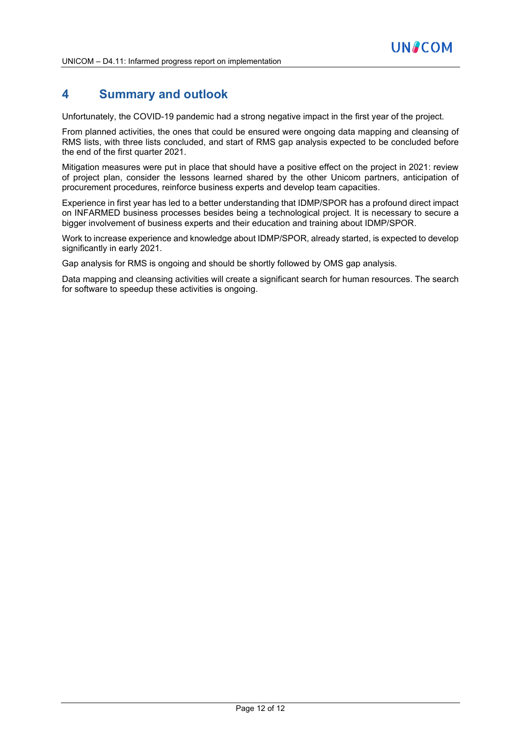# 4 Summary and outlook

Unfortunately, the COVID-19 pandemic had a strong negative impact in the first year of the project.

From planned activities, the ones that could be ensured were ongoing data mapping and cleansing of RMS lists, with three lists concluded, and start of RMS gap analysis expected to be concluded before the end of the first quarter 2021.

Mitigation measures were put in place that should have a positive effect on the project in 2021: review of project plan, consider the lessons learned shared by the other Unicom partners, anticipation of procurement procedures, reinforce business experts and develop team capacities.

Experience in first year has led to a better understanding that IDMP/SPOR has a profound direct impact on INFARMED business processes besides being a technological project. It is necessary to secure a bigger involvement of business experts and their education and training about IDMP/SPOR.

Work to increase experience and knowledge about IDMP/SPOR, already started, is expected to develop significantly in early 2021.

Gap analysis for RMS is ongoing and should be shortly followed by OMS gap analysis.

Data mapping and cleansing activities will create a significant search for human resources. The search for software to speedup these activities is ongoing.